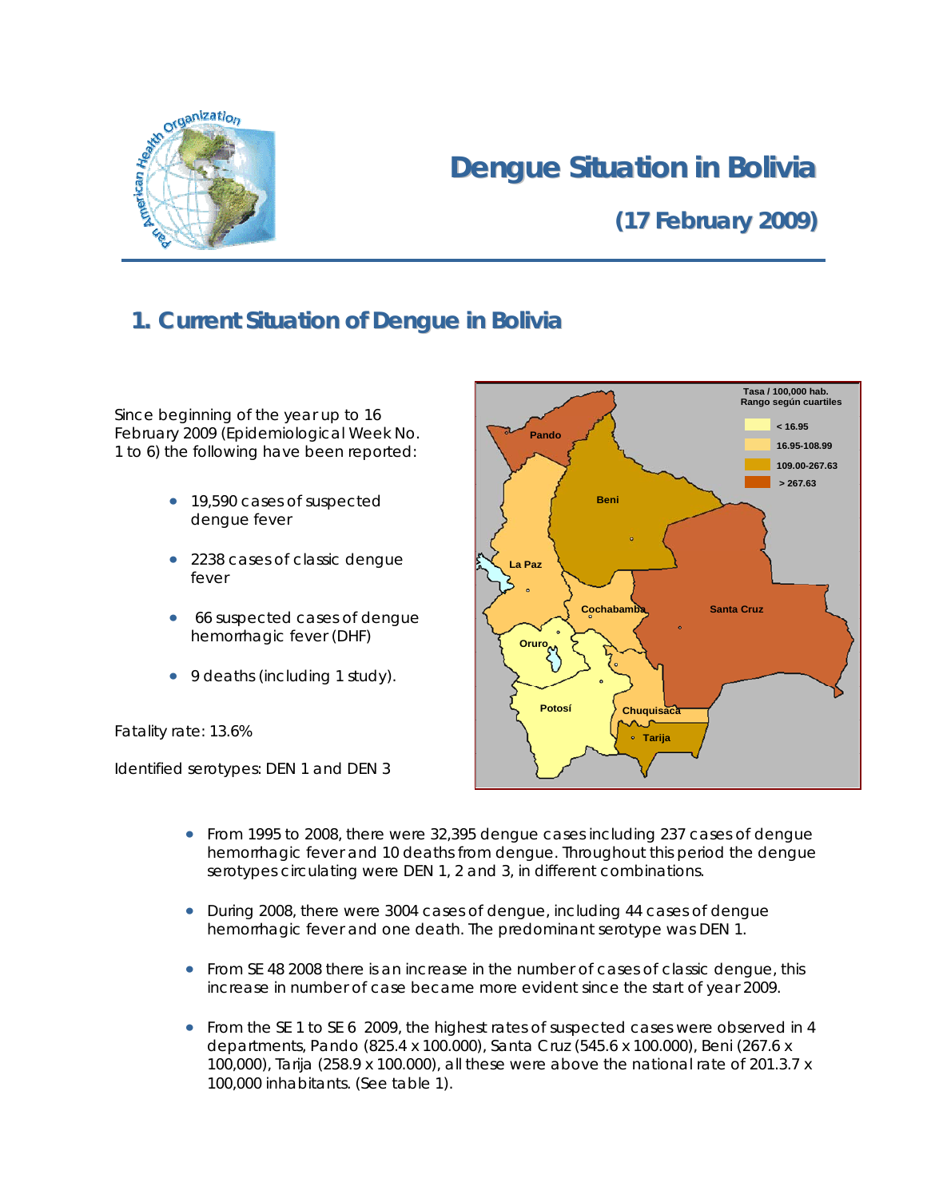# Dengue Situation in Bolivia

## (17 February 2009)

## 1. Current Situation of Dengue in Bolivia

Since beginning of the year up to 16 February 2009 (Epidemiological Week No. 1 to 6) the following have been reported:

- 19,590 cases of suspected dengue fever
- 2238 cases of classic dengue fever
- 66 suspected cases of dengue hemorrhagic fever (DHF)
- 9 deaths (including 1 study).

Fatality rate: 13.6%

Identified serotypes: DEN 1 and DEN 3

- From 1995 to 2008, there were 32,395 dengue cases including 237 cases of dengue hemorrhagic fever and 10 deaths from dengue. Throughout this period the dengue serotypes circulating were DEN 1, 2 and 3, in different combinations.
- During 2008, there were 3004 cases of dengue, including 44 cases of dengue hemorrhagic fever and one death. The predominant serotype was DEN 1.
- From SE 48 2008 there is an increase in the number of cases of classic dengue, this increase in number of case became more evident since the start of year 2009.
- From the SE 1 to SE 6 2009, the highest rates of suspected cases were observed in 4 departments, Pando (825.4 x 100.000), Santa Cruz (545.6 x 100.000), Beni (267.6 x 100,000), Tarija (258.9 x 100.000), all these were above the national rate of 201.3.7 x 100,000 inhabitants. (See table 1).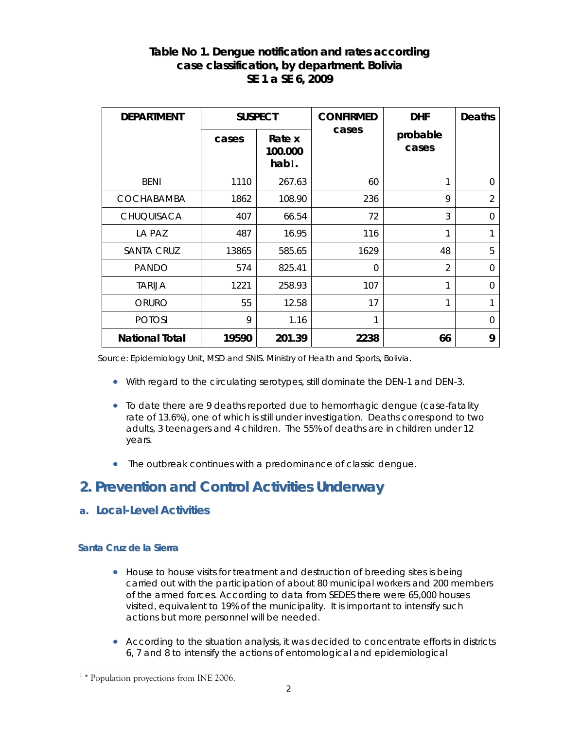**Table No 1. Dengue notification and rates according case classification, by department. Bolivia SE 1 a SE 6, 2009**

| DEPARTMENT | SUSPECT | | CONFIRMED cases | DHF probable cases | Deaths |
|---|---|---|---|---|---|
| | cases | Rate x 100.000 hab[1]. | | | |
| BENI | 1110 | 267.63 | 60 | 1 | 0 |
| COCHABAMBA | 1862 | 108.90 | 236 | 9 | 2 |
| CHUQUISACA | 407 | 66.54 | 72 | 3 | 0 |
| LA PAZ | 487 | 16.95 | 116 | 1 | 1 |
| SANTA CRUZ | 13865 | 585.65 | 1629 | 48 | 5 |
| PANDO | 574 | 825.41 | 0 | 2 | 0 |
| TARIJA | 1221 | 258.93 | 107 | 1 | 0 |
| ORURO | 55 | 12.58 | 17 | 1 | 1 |
| POTOSI | 9 | 1.16 | 1 | | 0 |
| **National Total** | **19590** | **201.39** | **2238** | **66** | **9** |

Source: Epidemiology Unit, MSD and SNIS. Ministry of Health and Sports, Bolivia.

- With regard to the circulating serotypes, still dominate the DEN-1 and DEN-3.
- To date there are 9 deaths reported due to hemorrhagic dengue (case-fatality rate of 13.6%), one of which is still under investigation. Deaths correspond to two adults, 3 teenagers and 4 children. The 55% of deaths are in children under 12 years.
- The outbreak continues with a predominance of classic dengue.

## 2. Prevention and Control Activities Underway

### a. Local-Level Activities

#### Santa Cruz de la Sierra

- House to house visits for treatment and destruction of breeding sites is being carried out with the participation of about 80 municipal workers and 200 members of the armed forces. According to data from SEDES there were 65,000 houses visited, equivalent to 19% of the municipality. It is important to intensify such actions but more personnel will be needed.
- According to the situation analysis, it was decided to concentrate efforts in districts 6, 7 and 8 to intensify the actions of entomological and epidemiological

[1] * Population proyections from INE 2006.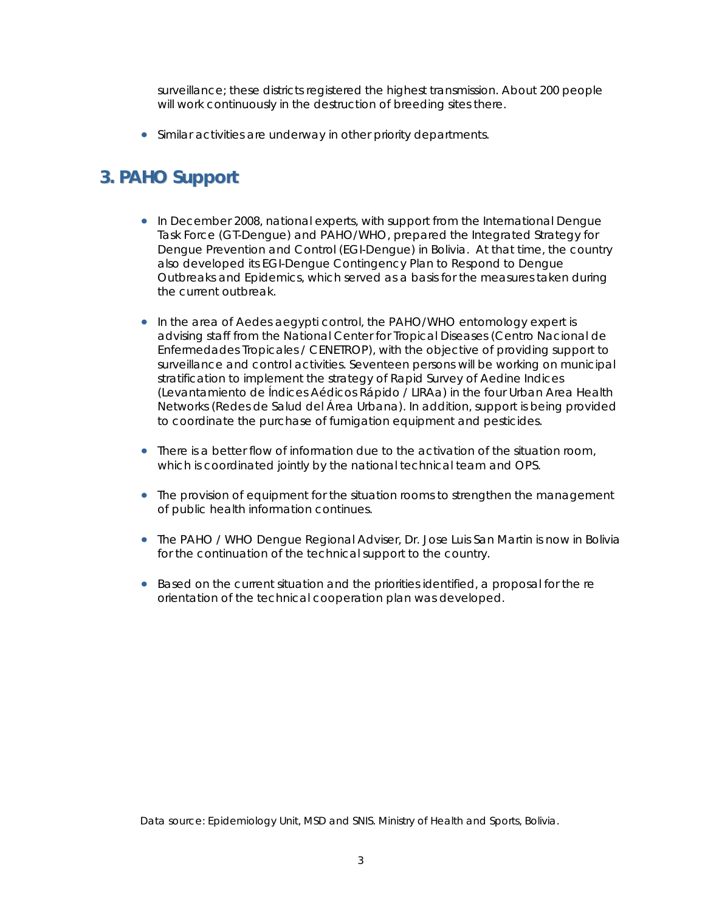surveillance; these districts registered the highest transmission. About 200 people will work continuously in the destruction of breeding sites there.

- Similar activities are underway in other priority departments.

## 3. PAHO Support

- In December 2008, national experts, with support from the International Dengue Task Force (GT-Dengue) and PAHO/WHO, prepared the Integrated Strategy for Dengue Prevention and Control (EGI-Dengue) in Bolivia. At that time, the country also developed its EGI-Dengue Contingency Plan to Respond to Dengue Outbreaks and Epidemics, which served as a basis for the measures taken during the current outbreak.

- In the area of Aedes aegypti control, the PAHO/WHO entomology expert is advising staff from the National Center for Tropical Diseases (Centro Nacional de Enfermedades Tropicales / CENETROP), with the objective of providing support to surveillance and control activities. Seventeen persons will be working on municipal stratification to implement the strategy of Rapid Survey of Aedine Indices (Levantamiento de Índices Aédicos Rápido / LIRAa) in the four Urban Area Health Networks (Redes de Salud del Área Urbana). In addition, support is being provided to coordinate the purchase of fumigation equipment and pesticides.

- There is a better flow of information due to the activation of the situation room, which is coordinated jointly by the national technical team and OPS.

- The provision of equipment for the situation rooms to strengthen the management of public health information continues.

- The PAHO / WHO Dengue Regional Adviser, Dr. Jose Luis San Martin is now in Bolivia for the continuation of the technical support to the country.

- Based on the current situation and the priorities identified, a proposal for the re orientation of the technical cooperation plan was developed.

Data source: Epidemiology Unit, MSD and SNIS. Ministry of Health and Sports, Bolivia.